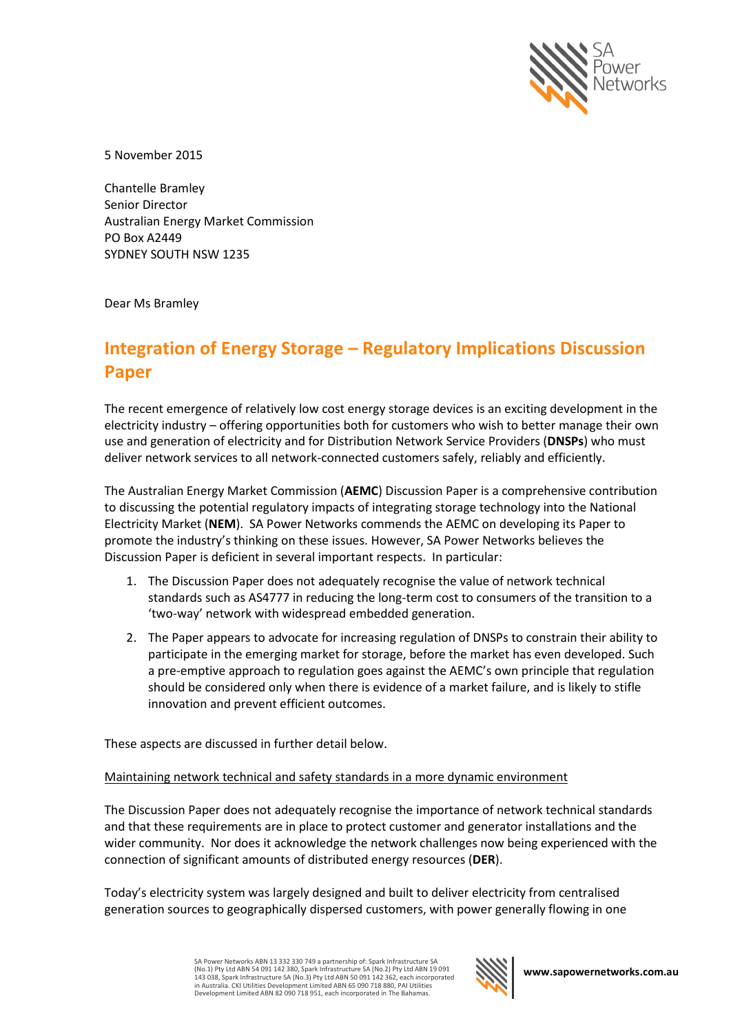5 November 2015

Chantelle Bramley
Senior Director
Australian Energy Market Commission
PO Box A2449
SYDNEY SOUTH NSW 1235

Dear Ms Bramley

# Integration of Energy Storage – Regulatory Implications Discussion Paper

The recent emergence of relatively low cost energy storage devices is an exciting development in the electricity industry – offering opportunities both for customers who wish to better manage their own use and generation of electricity and for Distribution Network Service Providers (**DNSPs**) who must deliver network services to all network-connected customers safely, reliably and efficiently.

The Australian Energy Market Commission (**AEMC**) Discussion Paper is a comprehensive contribution to discussing the potential regulatory impacts of integrating storage technology into the National Electricity Market (**NEM**). SA Power Networks commends the AEMC on developing its Paper to promote the industry's thinking on these issues. However, SA Power Networks believes the Discussion Paper is deficient in several important respects. In particular:

1. The Discussion Paper does not adequately recognise the value of network technical standards such as AS4777 in reducing the long-term cost to consumers of the transition to a 'two-way' network with widespread embedded generation.
2. The Paper appears to advocate for increasing regulation of DNSPs to constrain their ability to participate in the emerging market for storage, before the market has even developed. Such a pre-emptive approach to regulation goes against the AEMC's own principle that regulation should be considered only when there is evidence of a market failure, and is likely to stifle innovation and prevent efficient outcomes.

These aspects are discussed in further detail below.

Maintaining network technical and safety standards in a more dynamic environment

The Discussion Paper does not adequately recognise the importance of network technical standards and that these requirements are in place to protect customer and generator installations and the wider community. Nor does it acknowledge the network challenges now being experienced with the connection of significant amounts of distributed energy resources (**DER**).

Today's electricity system was largely designed and built to deliver electricity from centralised generation sources to geographically dispersed customers, with power generally flowing in one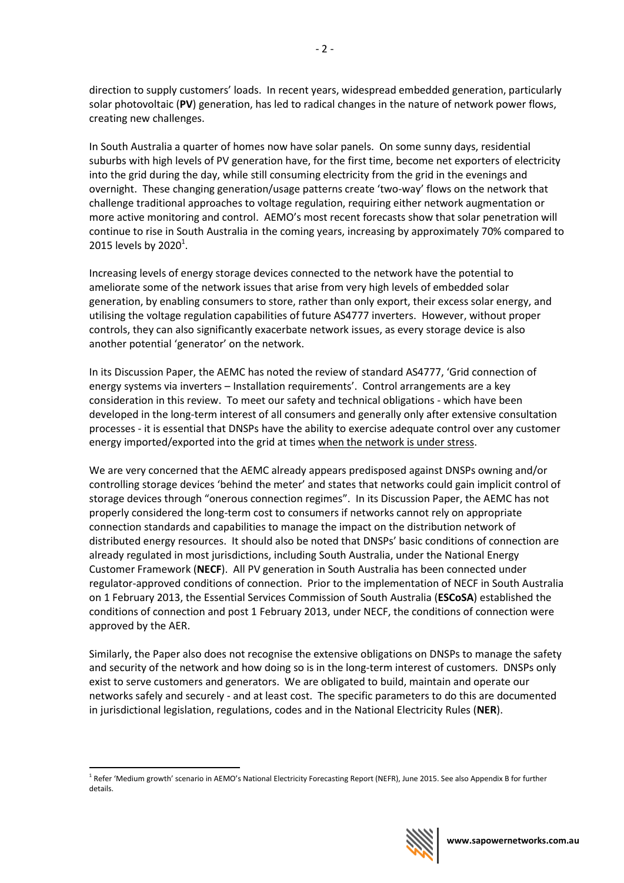direction to supply customers' loads. In recent years, widespread embedded generation, particularly solar photovoltaic (**PV**) generation, has led to radical changes in the nature of network power flows, creating new challenges.

In South Australia a quarter of homes now have solar panels. On some sunny days, residential suburbs with high levels of PV generation have, for the first time, become net exporters of electricity into the grid during the day, while still consuming electricity from the grid in the evenings and overnight. These changing generation/usage patterns create 'two-way' flows on the network that challenge traditional approaches to voltage regulation, requiring either network augmentation or more active monitoring and control. AEMO's most recent forecasts show that solar penetration will continue to rise in South Australia in the coming years, increasing by approximately 70% compared to 2015 levels by 2020[1].

Increasing levels of energy storage devices connected to the network have the potential to ameliorate some of the network issues that arise from very high levels of embedded solar generation, by enabling consumers to store, rather than only export, their excess solar energy, and utilising the voltage regulation capabilities of future AS4777 inverters. However, without proper controls, they can also significantly exacerbate network issues, as every storage device is also another potential 'generator' on the network.

In its Discussion Paper, the AEMC has noted the review of standard AS4777, 'Grid connection of energy systems via inverters – Installation requirements'. Control arrangements are a key consideration in this review. To meet our safety and technical obligations - which have been developed in the long-term interest of all consumers and generally only after extensive consultation processes - it is essential that DNSPs have the ability to exercise adequate control over any customer energy imported/exported into the grid at times <u>when the network is under stress</u>.

We are very concerned that the AEMC already appears predisposed against DNSPs owning and/or controlling storage devices 'behind the meter' and states that networks could gain implicit control of storage devices through "onerous connection regimes". In its Discussion Paper, the AEMC has not properly considered the long-term cost to consumers if networks cannot rely on appropriate connection standards and capabilities to manage the impact on the distribution network of distributed energy resources. It should also be noted that DNSPs' basic conditions of connection are already regulated in most jurisdictions, including South Australia, under the National Energy Customer Framework (**NECF**). All PV generation in South Australia has been connected under regulator-approved conditions of connection. Prior to the implementation of NECF in South Australia on 1 February 2013, the Essential Services Commission of South Australia (**ESCoSA**) established the conditions of connection and post 1 February 2013, under NECF, the conditions of connection were approved by the AER.

Similarly, the Paper also does not recognise the extensive obligations on DNSPs to manage the safety and security of the network and how doing so is in the long-term interest of customers. DNSPs only exist to serve customers and generators. We are obligated to build, maintain and operate our networks safely and securely - and at least cost. The specific parameters to do this are documented in jurisdictional legislation, regulations, codes and in the National Electricity Rules (**NER**).

---

[1] Refer 'Medium growth' scenario in AEMO's National Electricity Forecasting Report (NEFR), June 2015. See also Appendix B for further details.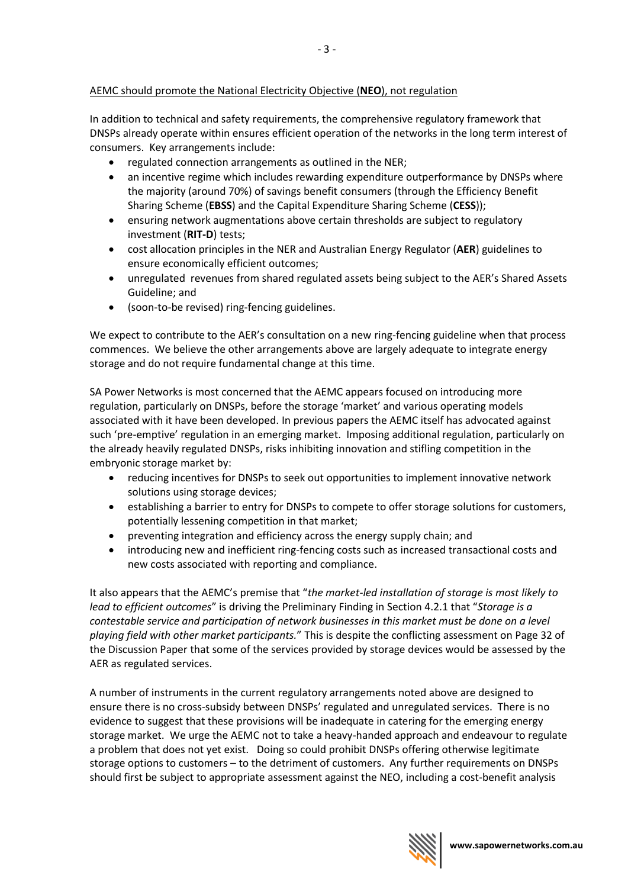<u>AEMC should promote the National Electricity Objective (**NEO**), not regulation</u>

In addition to technical and safety requirements, the comprehensive regulatory framework that DNSPs already operate within ensures efficient operation of the networks in the long term interest of consumers. Key arrangements include:

- regulated connection arrangements as outlined in the NER;
- an incentive regime which includes rewarding expenditure outperformance by DNSPs where the majority (around 70%) of savings benefit consumers (through the Efficiency Benefit Sharing Scheme (**EBSS**) and the Capital Expenditure Sharing Scheme (**CESS**));
- ensuring network augmentations above certain thresholds are subject to regulatory investment (**RIT-D**) tests;
- cost allocation principles in the NER and Australian Energy Regulator (**AER**) guidelines to ensure economically efficient outcomes;
- unregulated revenues from shared regulated assets being subject to the AER's Shared Assets Guideline; and
- (soon-to-be revised) ring-fencing guidelines.

We expect to contribute to the AER's consultation on a new ring-fencing guideline when that process commences. We believe the other arrangements above are largely adequate to integrate energy storage and do not require fundamental change at this time.

SA Power Networks is most concerned that the AEMC appears focused on introducing more regulation, particularly on DNSPs, before the storage 'market' and various operating models associated with it have been developed. In previous papers the AEMC itself has advocated against such 'pre-emptive' regulation in an emerging market. Imposing additional regulation, particularly on the already heavily regulated DNSPs, risks inhibiting innovation and stifling competition in the embryonic storage market by:

- reducing incentives for DNSPs to seek out opportunities to implement innovative network solutions using storage devices;
- establishing a barrier to entry for DNSPs to compete to offer storage solutions for customers, potentially lessening competition in that market;
- preventing integration and efficiency across the energy supply chain; and
- introducing new and inefficient ring-fencing costs such as increased transactional costs and new costs associated with reporting and compliance.

It also appears that the AEMC's premise that "*the market-led installation of storage is most likely to lead to efficient outcomes*" is driving the Preliminary Finding in Section 4.2.1 that "*Storage is a contestable service and participation of network businesses in this market must be done on a level playing field with other market participants.*" This is despite the conflicting assessment on Page 32 of the Discussion Paper that some of the services provided by storage devices would be assessed by the AER as regulated services.

A number of instruments in the current regulatory arrangements noted above are designed to ensure there is no cross-subsidy between DNSPs' regulated and unregulated services. There is no evidence to suggest that these provisions will be inadequate in catering for the emerging energy storage market. We urge the AEMC not to take a heavy-handed approach and endeavour to regulate a problem that does not yet exist. Doing so could prohibit DNSPs offering otherwise legitimate storage options to customers – to the detriment of customers. Any further requirements on DNSPs should first be subject to appropriate assessment against the NEO, including a cost-benefit analysis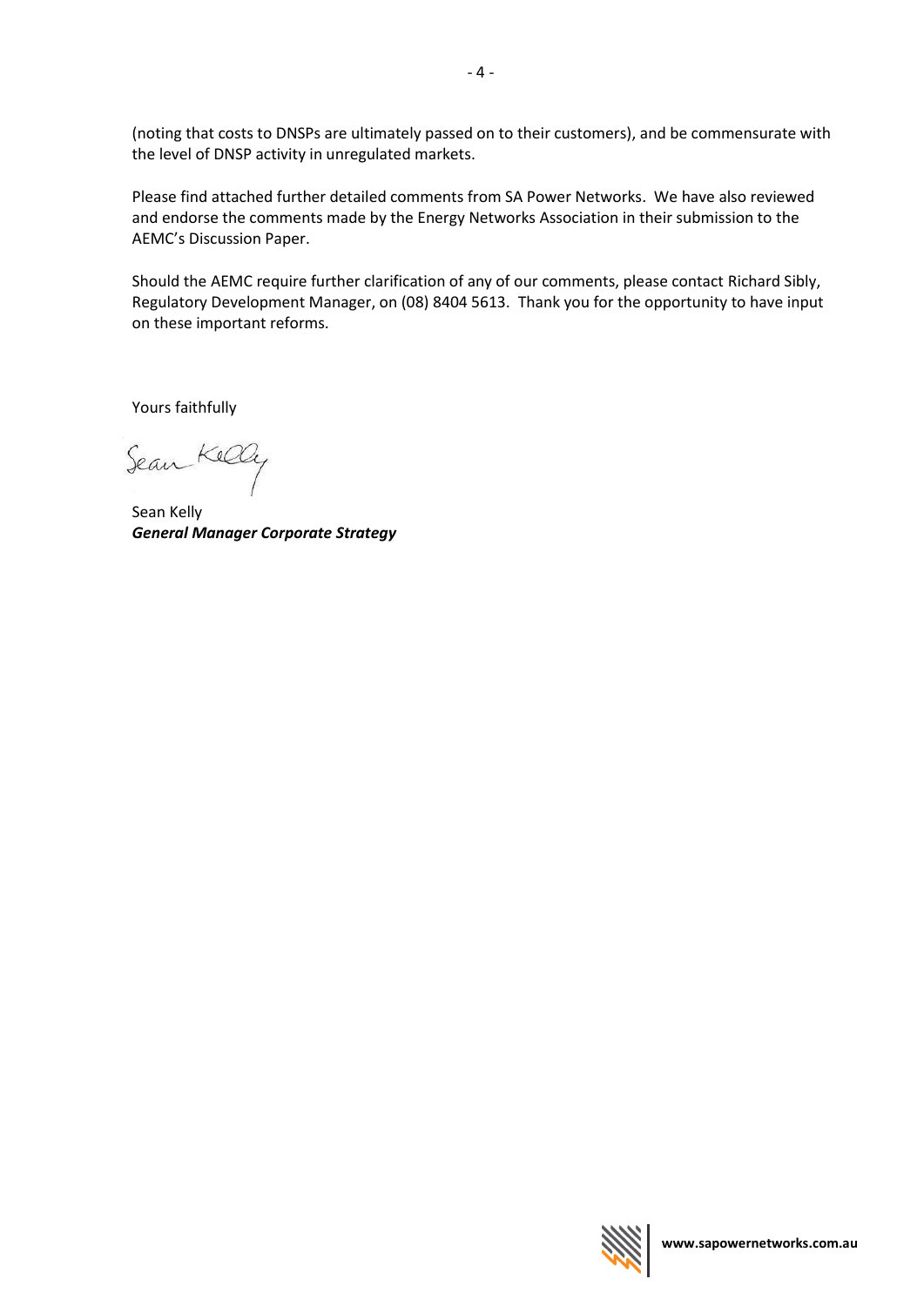(noting that costs to DNSPs are ultimately passed on to their customers), and be commensurate with the level of DNSP activity in unregulated markets.

Please find attached further detailed comments from SA Power Networks. We have also reviewed and endorse the comments made by the Energy Networks Association in their submission to the AEMC's Discussion Paper.

Should the AEMC require further clarification of any of our comments, please contact Richard Sibly, Regulatory Development Manager, on (08) 8404 5613. Thank you for the opportunity to have input on these important reforms.

Yours faithfully

Sean Kelly

Sean Kelly
***General Manager Corporate Strategy***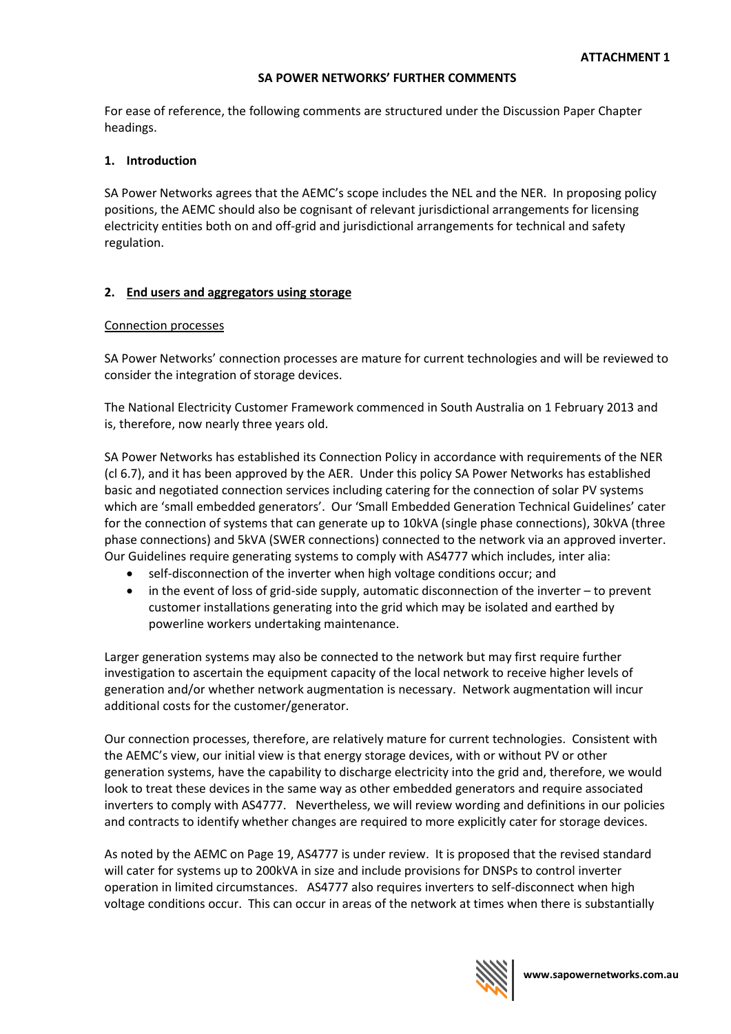**ATTACHMENT 1**

**SA POWER NETWORKS' FURTHER COMMENTS**

For ease of reference, the following comments are structured under the Discussion Paper Chapter headings.

**1. Introduction**

SA Power Networks agrees that the AEMC's scope includes the NEL and the NER. In proposing policy positions, the AEMC should also be cognisant of relevant jurisdictional arrangements for licensing electricity entities both on and off-grid and jurisdictional arrangements for technical and safety regulation.

**2. End users and aggregators using storage**

Connection processes

SA Power Networks' connection processes are mature for current technologies and will be reviewed to consider the integration of storage devices.

The National Electricity Customer Framework commenced in South Australia on 1 February 2013 and is, therefore, now nearly three years old.

SA Power Networks has established its Connection Policy in accordance with requirements of the NER (cl 6.7), and it has been approved by the AER. Under this policy SA Power Networks has established basic and negotiated connection services including catering for the connection of solar PV systems which are 'small embedded generators'. Our 'Small Embedded Generation Technical Guidelines' cater for the connection of systems that can generate up to 10kVA (single phase connections), 30kVA (three phase connections) and 5kVA (SWER connections) connected to the network via an approved inverter. Our Guidelines require generating systems to comply with AS4777 which includes, inter alia:

- self-disconnection of the inverter when high voltage conditions occur; and
- in the event of loss of grid-side supply, automatic disconnection of the inverter – to prevent customer installations generating into the grid which may be isolated and earthed by powerline workers undertaking maintenance.

Larger generation systems may also be connected to the network but may first require further investigation to ascertain the equipment capacity of the local network to receive higher levels of generation and/or whether network augmentation is necessary. Network augmentation will incur additional costs for the customer/generator.

Our connection processes, therefore, are relatively mature for current technologies. Consistent with the AEMC's view, our initial view is that energy storage devices, with or without PV or other generation systems, have the capability to discharge electricity into the grid and, therefore, we would look to treat these devices in the same way as other embedded generators and require associated inverters to comply with AS4777. Nevertheless, we will review wording and definitions in our policies and contracts to identify whether changes are required to more explicitly cater for storage devices.

As noted by the AEMC on Page 19, AS4777 is under review. It is proposed that the revised standard will cater for systems up to 200kVA in size and include provisions for DNSPs to control inverter operation in limited circumstances. AS4777 also requires inverters to self-disconnect when high voltage conditions occur. This can occur in areas of the network at times when there is substantially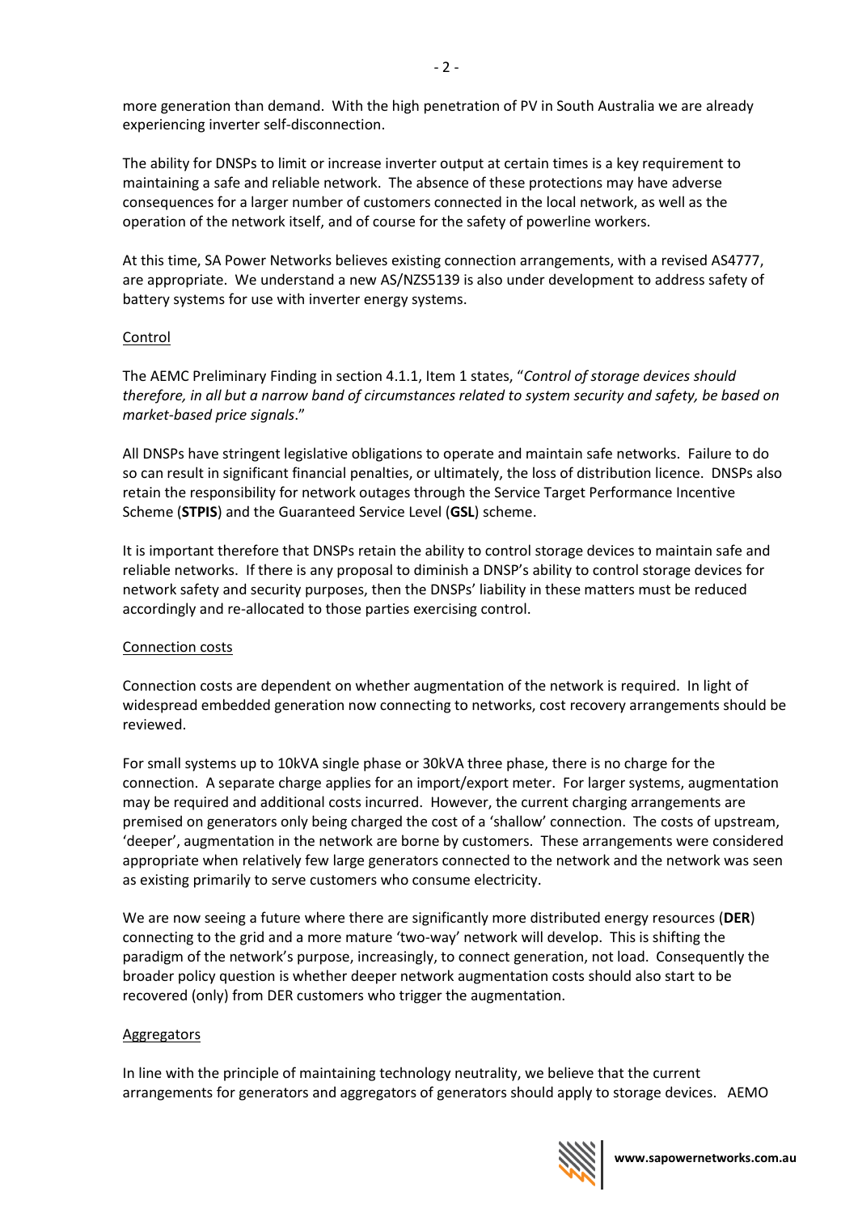more generation than demand. With the high penetration of PV in South Australia we are already experiencing inverter self-disconnection.

The ability for DNSPs to limit or increase inverter output at certain times is a key requirement to maintaining a safe and reliable network. The absence of these protections may have adverse consequences for a larger number of customers connected in the local network, as well as the operation of the network itself, and of course for the safety of powerline workers.

At this time, SA Power Networks believes existing connection arrangements, with a revised AS4777, are appropriate. We understand a new AS/NZS5139 is also under development to address safety of battery systems for use with inverter energy systems.

Control

The AEMC Preliminary Finding in section 4.1.1, Item 1 states, "*Control of storage devices should therefore, in all but a narrow band of circumstances related to system security and safety, be based on market-based price signals*."

All DNSPs have stringent legislative obligations to operate and maintain safe networks. Failure to do so can result in significant financial penalties, or ultimately, the loss of distribution licence. DNSPs also retain the responsibility for network outages through the Service Target Performance Incentive Scheme (**STPIS**) and the Guaranteed Service Level (**GSL**) scheme.

It is important therefore that DNSPs retain the ability to control storage devices to maintain safe and reliable networks. If there is any proposal to diminish a DNSP's ability to control storage devices for network safety and security purposes, then the DNSPs' liability in these matters must be reduced accordingly and re-allocated to those parties exercising control.

Connection costs

Connection costs are dependent on whether augmentation of the network is required. In light of widespread embedded generation now connecting to networks, cost recovery arrangements should be reviewed.

For small systems up to 10kVA single phase or 30kVA three phase, there is no charge for the connection. A separate charge applies for an import/export meter. For larger systems, augmentation may be required and additional costs incurred. However, the current charging arrangements are premised on generators only being charged the cost of a 'shallow' connection. The costs of upstream, 'deeper', augmentation in the network are borne by customers. These arrangements were considered appropriate when relatively few large generators connected to the network and the network was seen as existing primarily to serve customers who consume electricity.

We are now seeing a future where there are significantly more distributed energy resources (**DER**) connecting to the grid and a more mature 'two-way' network will develop. This is shifting the paradigm of the network's purpose, increasingly, to connect generation, not load. Consequently the broader policy question is whether deeper network augmentation costs should also start to be recovered (only) from DER customers who trigger the augmentation.

Aggregators

In line with the principle of maintaining technology neutrality, we believe that the current arrangements for generators and aggregators of generators should apply to storage devices. AEMO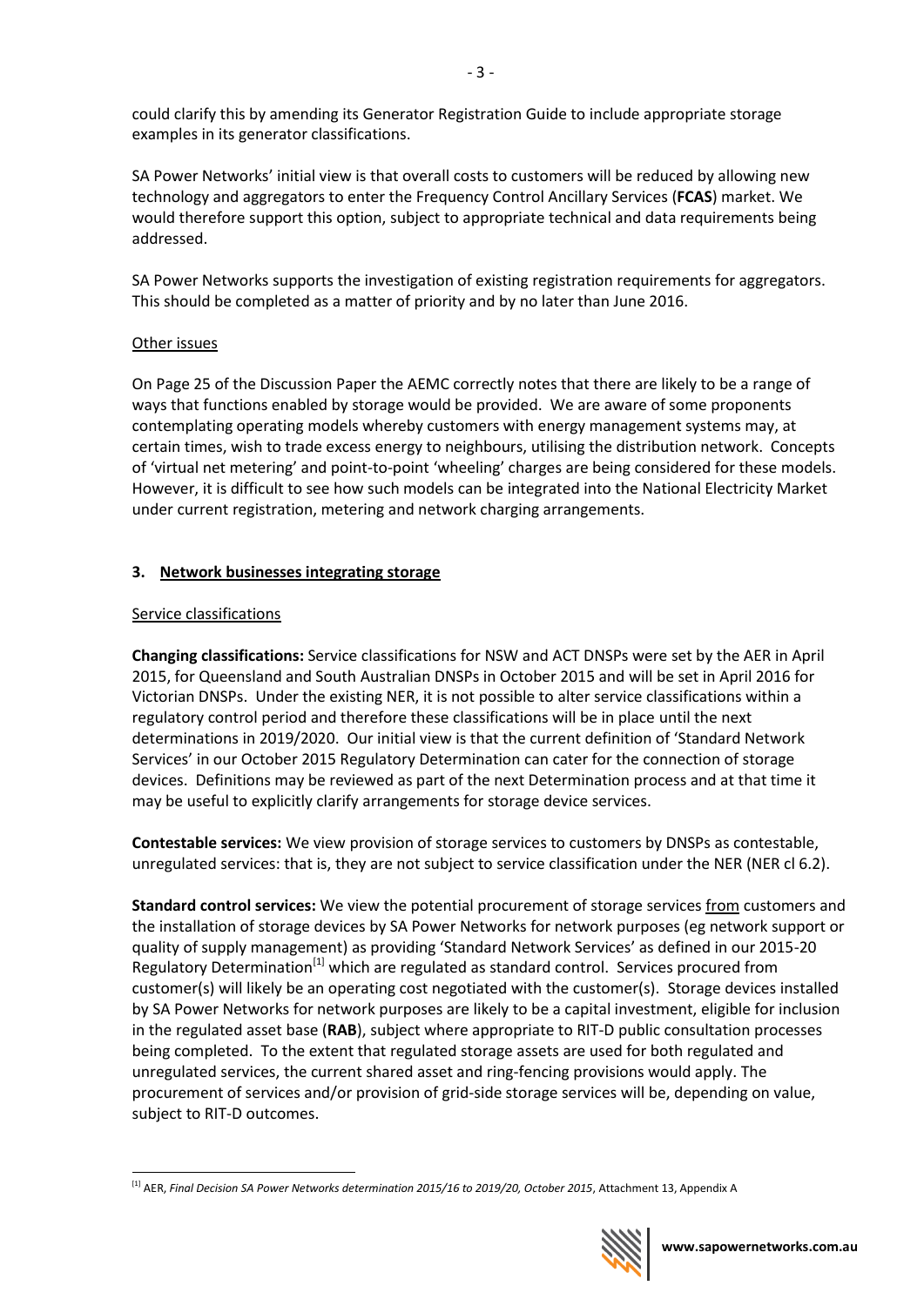could clarify this by amending its Generator Registration Guide to include appropriate storage examples in its generator classifications.

SA Power Networks' initial view is that overall costs to customers will be reduced by allowing new technology and aggregators to enter the Frequency Control Ancillary Services (**FCAS**) market. We would therefore support this option, subject to appropriate technical and data requirements being addressed.

SA Power Networks supports the investigation of existing registration requirements for aggregators. This should be completed as a matter of priority and by no later than June 2016.

Other issues

On Page 25 of the Discussion Paper the AEMC correctly notes that there are likely to be a range of ways that functions enabled by storage would be provided. We are aware of some proponents contemplating operating models whereby customers with energy management systems may, at certain times, wish to trade excess energy to neighbours, utilising the distribution network. Concepts of 'virtual net metering' and point-to-point 'wheeling' charges are being considered for these models. However, it is difficult to see how such models can be integrated into the National Electricity Market under current registration, metering and network charging arrangements.

## 3. Network businesses integrating storage

Service classifications

**Changing classifications:** Service classifications for NSW and ACT DNSPs were set by the AER in April 2015, for Queensland and South Australian DNSPs in October 2015 and will be set in April 2016 for Victorian DNSPs. Under the existing NER, it is not possible to alter service classifications within a regulatory control period and therefore these classifications will be in place until the next determinations in 2019/2020. Our initial view is that the current definition of 'Standard Network Services' in our October 2015 Regulatory Determination can cater for the connection of storage devices. Definitions may be reviewed as part of the next Determination process and at that time it may be useful to explicitly clarify arrangements for storage device services.

**Contestable services:** We view provision of storage services to customers by DNSPs as contestable, unregulated services: that is, they are not subject to service classification under the NER (NER cl 6.2).

**Standard control services:** We view the potential procurement of storage services from customers and the installation of storage devices by SA Power Networks for network purposes (eg network support or quality of supply management) as providing 'Standard Network Services' as defined in our 2015-20 Regulatory Determination[1] which are regulated as standard control. Services procured from customer(s) will likely be an operating cost negotiated with the customer(s). Storage devices installed by SA Power Networks for network purposes are likely to be a capital investment, eligible for inclusion in the regulated asset base (**RAB**), subject where appropriate to RIT-D public consultation processes being completed. To the extent that regulated storage assets are used for both regulated and unregulated services, the current shared asset and ring-fencing provisions would apply. The procurement of services and/or provision of grid-side storage services will be, depending on value, subject to RIT-D outcomes.

[1] AER, *Final Decision SA Power Networks determination 2015/16 to 2019/20, October 2015*, Attachment 13, Appendix A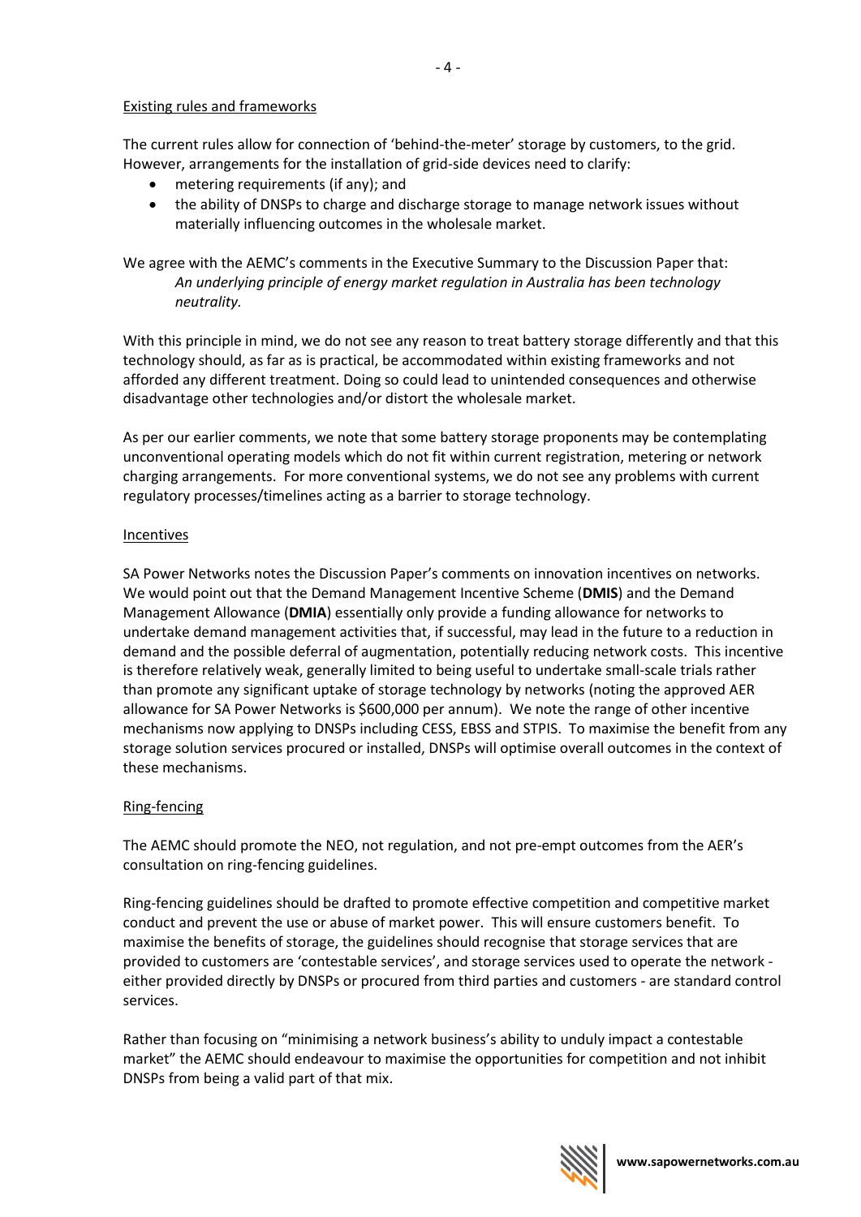Existing rules and frameworks

The current rules allow for connection of 'behind-the-meter' storage by customers, to the grid. However, arrangements for the installation of grid-side devices need to clarify:

- metering requirements (if any); and
- the ability of DNSPs to charge and discharge storage to manage network issues without materially influencing outcomes in the wholesale market.

We agree with the AEMC's comments in the Executive Summary to the Discussion Paper that:

> *An underlying principle of energy market regulation in Australia has been technology neutrality.*

With this principle in mind, we do not see any reason to treat battery storage differently and that this technology should, as far as is practical, be accommodated within existing frameworks and not afforded any different treatment. Doing so could lead to unintended consequences and otherwise disadvantage other technologies and/or distort the wholesale market.

As per our earlier comments, we note that some battery storage proponents may be contemplating unconventional operating models which do not fit within current registration, metering or network charging arrangements. For more conventional systems, we do not see any problems with current regulatory processes/timelines acting as a barrier to storage technology.

Incentives

SA Power Networks notes the Discussion Paper's comments on innovation incentives on networks. We would point out that the Demand Management Incentive Scheme (**DMIS**) and the Demand Management Allowance (**DMIA**) essentially only provide a funding allowance for networks to undertake demand management activities that, if successful, may lead in the future to a reduction in demand and the possible deferral of augmentation, potentially reducing network costs. This incentive is therefore relatively weak, generally limited to being useful to undertake small-scale trials rather than promote any significant uptake of storage technology by networks (noting the approved AER allowance for SA Power Networks is $600,000 per annum). We note the range of other incentive mechanisms now applying to DNSPs including CESS, EBSS and STPIS. To maximise the benefit from any storage solution services procured or installed, DNSPs will optimise overall outcomes in the context of these mechanisms.

Ring-fencing

The AEMC should promote the NEO, not regulation, and not pre-empt outcomes from the AER's consultation on ring-fencing guidelines.

Ring-fencing guidelines should be drafted to promote effective competition and competitive market conduct and prevent the use or abuse of market power. This will ensure customers benefit. To maximise the benefits of storage, the guidelines should recognise that storage services that are provided to customers are 'contestable services', and storage services used to operate the network - either provided directly by DNSPs or procured from third parties and customers - are standard control services.

Rather than focusing on "minimising a network business's ability to unduly impact a contestable market" the AEMC should endeavour to maximise the opportunities for competition and not inhibit DNSPs from being a valid part of that mix.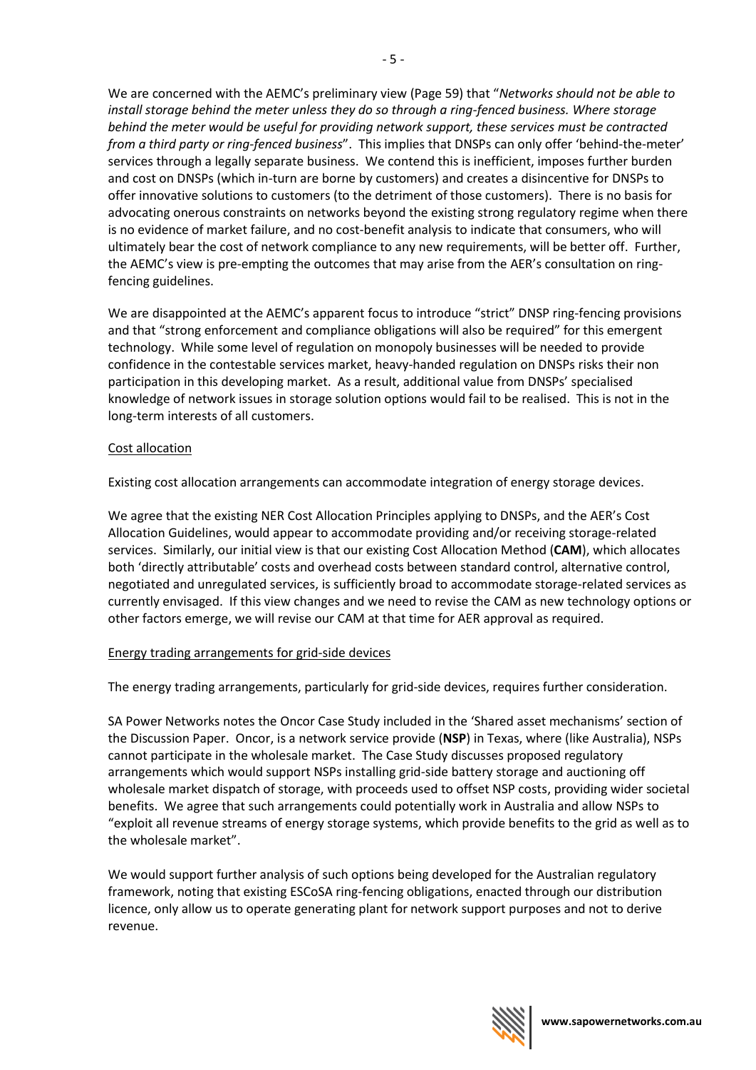We are concerned with the AEMC's preliminary view (Page 59) that "*Networks should not be able to install storage behind the meter unless they do so through a ring-fenced business. Where storage behind the meter would be useful for providing network support, these services must be contracted from a third party or ring-fenced business*". This implies that DNSPs can only offer 'behind-the-meter' services through a legally separate business. We contend this is inefficient, imposes further burden and cost on DNSPs (which in-turn are borne by customers) and creates a disincentive for DNSPs to offer innovative solutions to customers (to the detriment of those customers). There is no basis for advocating onerous constraints on networks beyond the existing strong regulatory regime when there is no evidence of market failure, and no cost-benefit analysis to indicate that consumers, who will ultimately bear the cost of network compliance to any new requirements, will be better off. Further, the AEMC's view is pre-empting the outcomes that may arise from the AER's consultation on ring-fencing guidelines.

We are disappointed at the AEMC's apparent focus to introduce "strict" DNSP ring-fencing provisions and that "strong enforcement and compliance obligations will also be required" for this emergent technology. While some level of regulation on monopoly businesses will be needed to provide confidence in the contestable services market, heavy-handed regulation on DNSPs risks their non participation in this developing market. As a result, additional value from DNSPs' specialised knowledge of network issues in storage solution options would fail to be realised. This is not in the long-term interests of all customers.

<u>Cost allocation</u>

Existing cost allocation arrangements can accommodate integration of energy storage devices.

We agree that the existing NER Cost Allocation Principles applying to DNSPs, and the AER's Cost Allocation Guidelines, would appear to accommodate providing and/or receiving storage-related services. Similarly, our initial view is that our existing Cost Allocation Method (**CAM**), which allocates both 'directly attributable' costs and overhead costs between standard control, alternative control, negotiated and unregulated services, is sufficiently broad to accommodate storage-related services as currently envisaged. If this view changes and we need to revise the CAM as new technology options or other factors emerge, we will revise our CAM at that time for AER approval as required.

<u>Energy trading arrangements for grid-side devices</u>

The energy trading arrangements, particularly for grid-side devices, requires further consideration.

SA Power Networks notes the Oncor Case Study included in the 'Shared asset mechanisms' section of the Discussion Paper. Oncor, is a network service provide (**NSP**) in Texas, where (like Australia), NSPs cannot participate in the wholesale market. The Case Study discusses proposed regulatory arrangements which would support NSPs installing grid-side battery storage and auctioning off wholesale market dispatch of storage, with proceeds used to offset NSP costs, providing wider societal benefits. We agree that such arrangements could potentially work in Australia and allow NSPs to "exploit all revenue streams of energy storage systems, which provide benefits to the grid as well as to the wholesale market".

We would support further analysis of such options being developed for the Australian regulatory framework, noting that existing ESCoSA ring-fencing obligations, enacted through our distribution licence, only allow us to operate generating plant for network support purposes and not to derive revenue.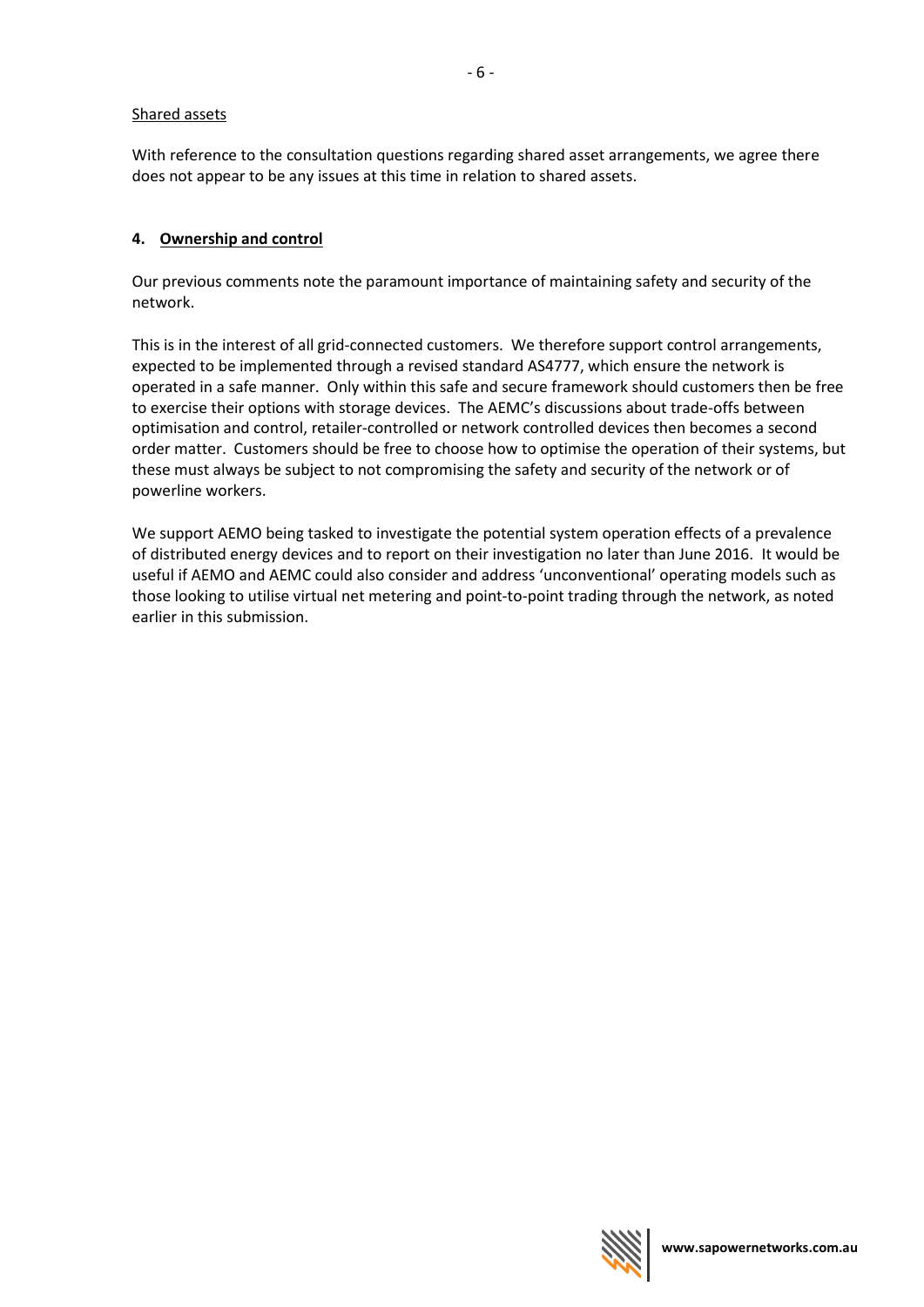Shared assets

With reference to the consultation questions regarding shared asset arrangements, we agree there does not appear to be any issues at this time in relation to shared assets.

## 4. Ownership and control

Our previous comments note the paramount importance of maintaining safety and security of the network.

This is in the interest of all grid-connected customers. We therefore support control arrangements, expected to be implemented through a revised standard AS4777, which ensure the network is operated in a safe manner. Only within this safe and secure framework should customers then be free to exercise their options with storage devices. The AEMC's discussions about trade-offs between optimisation and control, retailer-controlled or network controlled devices then becomes a second order matter. Customers should be free to choose how to optimise the operation of their systems, but these must always be subject to not compromising the safety and security of the network or of powerline workers.

We support AEMO being tasked to investigate the potential system operation effects of a prevalence of distributed energy devices and to report on their investigation no later than June 2016. It would be useful if AEMO and AEMC could also consider and address 'unconventional' operating models such as those looking to utilise virtual net metering and point-to-point trading through the network, as noted earlier in this submission.